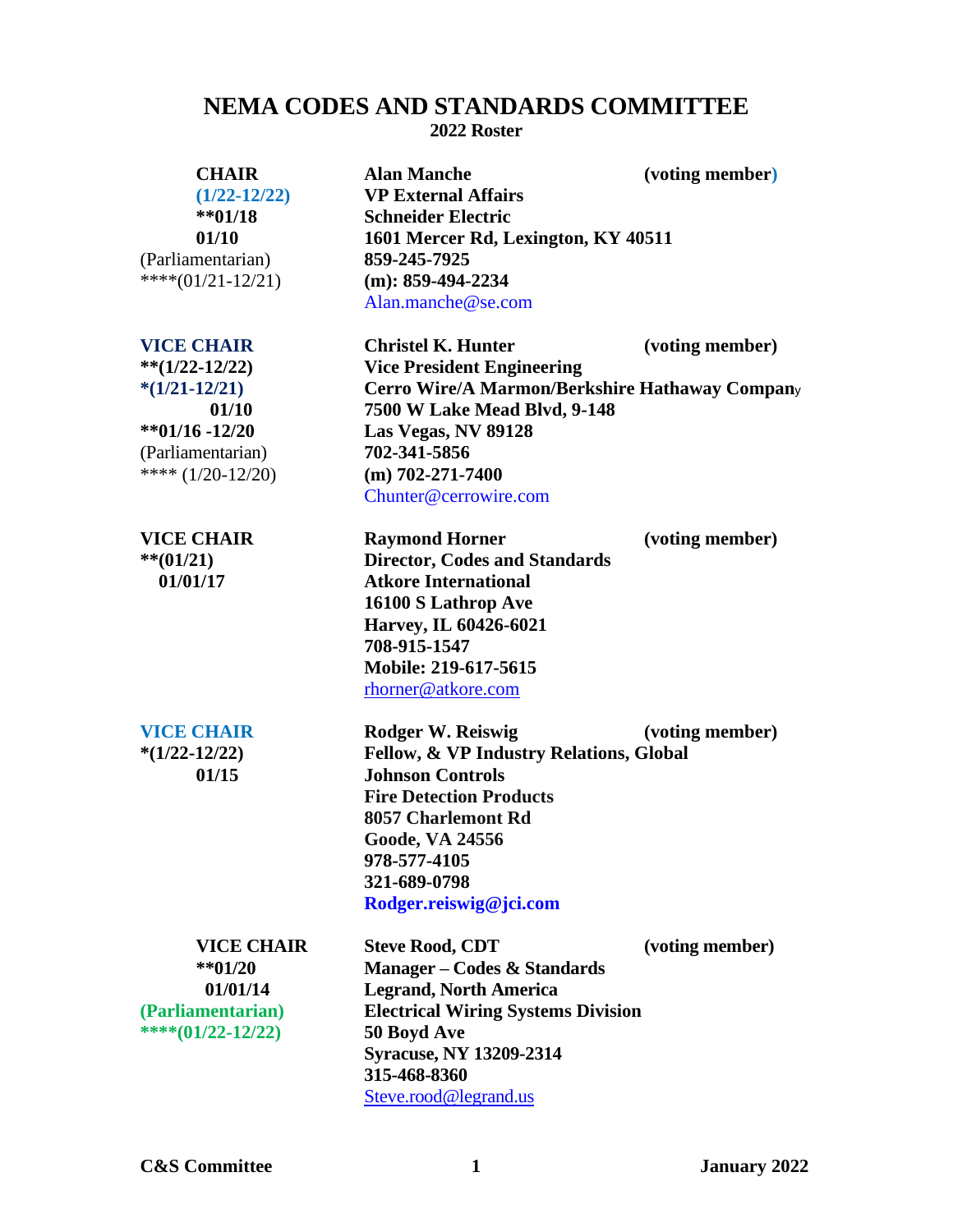# NEMA CODES AND STANDARDS COMMITTEE

**2022 Roster**

| | | |
|---|---|---|
| **CHAIR**<br>**(1/22-12/22)**<br>**\*\*01/18**<br>**01/10**<br>(Parliamentarian)<br>****(01/21-12/21) | **Alan Manche**<br>**VP External Affairs**<br>**Schneider Electric**<br>**1601 Mercer Rd, Lexington, KY 40511**<br>**859-245-7925**<br>**(m): 859-494-2234**<br>Alan.manche@se.com | **(voting member)** |
| **VICE CHAIR**<br>**\*\*(1/22-12/22)**<br>**\*(1/21-12/21)**<br>**01/10**<br>**\*\*01/16 -12/20**<br>(Parliamentarian)<br>**** (1/20-12/20) | **Christel K. Hunter**<br>**Vice President Engineering**<br>**Cerro Wire/A Marmon/Berkshire Hathaway Company**<br>**7500 W Lake Mead Blvd, 9-148**<br>**Las Vegas, NV 89128**<br>**702-341-5856**<br>**(m) 702-271-7400**<br>Chunter@cerrowire.com | **(voting member)** |
| **VICE CHAIR**<br>**\*\*(01/21)**<br>**01/01/17** | **Raymond Horner**<br>**Director, Codes and Standards**<br>**Atkore International**<br>**16100 S Lathrop Ave**<br>**Harvey, IL 60426-6021**<br>**708-915-1547**<br>**Mobile: 219-617-5615**<br>rhorner@atkore.com | **(voting member)** |
| **VICE CHAIR**<br>**\*(1/22-12/22)**<br>**01/15** | **Rodger W. Reiswig**<br>**Fellow, & VP Industry Relations, Global**<br>**Johnson Controls**<br>**Fire Detection Products**<br>**8057 Charlemont Rd**<br>**Goode, VA 24556**<br>**978-577-4105**<br>**321-689-0798**<br>**Rodger.reiswig@jci.com** | **(voting member)** |
| **VICE CHAIR**<br>**\*\*01/20**<br>**01/01/14**<br>**(Parliamentarian)**<br>**\*\*\*\*(01/22-12/22)** | **Steve Rood, CDT**<br>**Manager – Codes & Standards**<br>**Legrand, North America**<br>**Electrical Wiring Systems Division**<br>**50 Boyd Ave**<br>**Syracuse, NY 13209-2314**<br>**315-468-8360**<br>Steve.rood@legrand.us | **(voting member)** |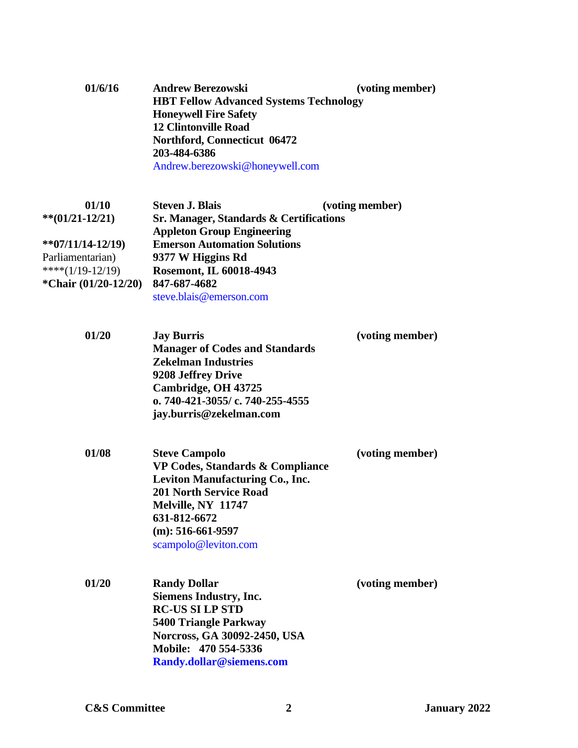**01/6/16** **Andrew Berezowski** **(voting member)**
**HBT Fellow Advanced Systems Technology**
**Honeywell Fire Safety**
**12 Clintonville Road**
**Northford, Connecticut 06472**
**203-484-6386**
Andrew.berezowski@honeywell.com

**01/10** **Steven J. Blais** **(voting member)**
**\*\*(01/21-12/21)** **Sr. Manager, Standards & Certifications**
**Appleton Group Engineering**
**\*\*07/11/14-12/19)** **Emerson Automation Solutions**
Parliamentarian) **9377 W Higgins Rd**
\*\*\*\*(1/19-12/19) **Rosemont, IL 60018-4943**
**\*Chair (01/20-12/20)** **847-687-4682**
steve.blais@emerson.com

**01/20** **Jay Burris** **(voting member)**
**Manager of Codes and Standards**
**Zekelman Industries**
**9208 Jeffrey Drive**
**Cambridge, OH 43725**
**o. 740-421-3055/ c. 740-255-4555**
**jay.burris@zekelman.com**

**01/08** **Steve Campolo** **(voting member)**
**VP Codes, Standards & Compliance**
**Leviton Manufacturing Co., Inc.**
**201 North Service Road**
**Melville, NY 11747**
**631-812-6672**
**(m): 516-661-9597**
scampolo@leviton.com

**01/20** **Randy Dollar** **(voting member)**
**Siemens Industry, Inc.**
**RC-US SI LP STD**
**5400 Triangle Parkway**
**Norcross, GA 30092-2450, USA**
**Mobile: 470 554-5336**
**Randy.dollar@siemens.com**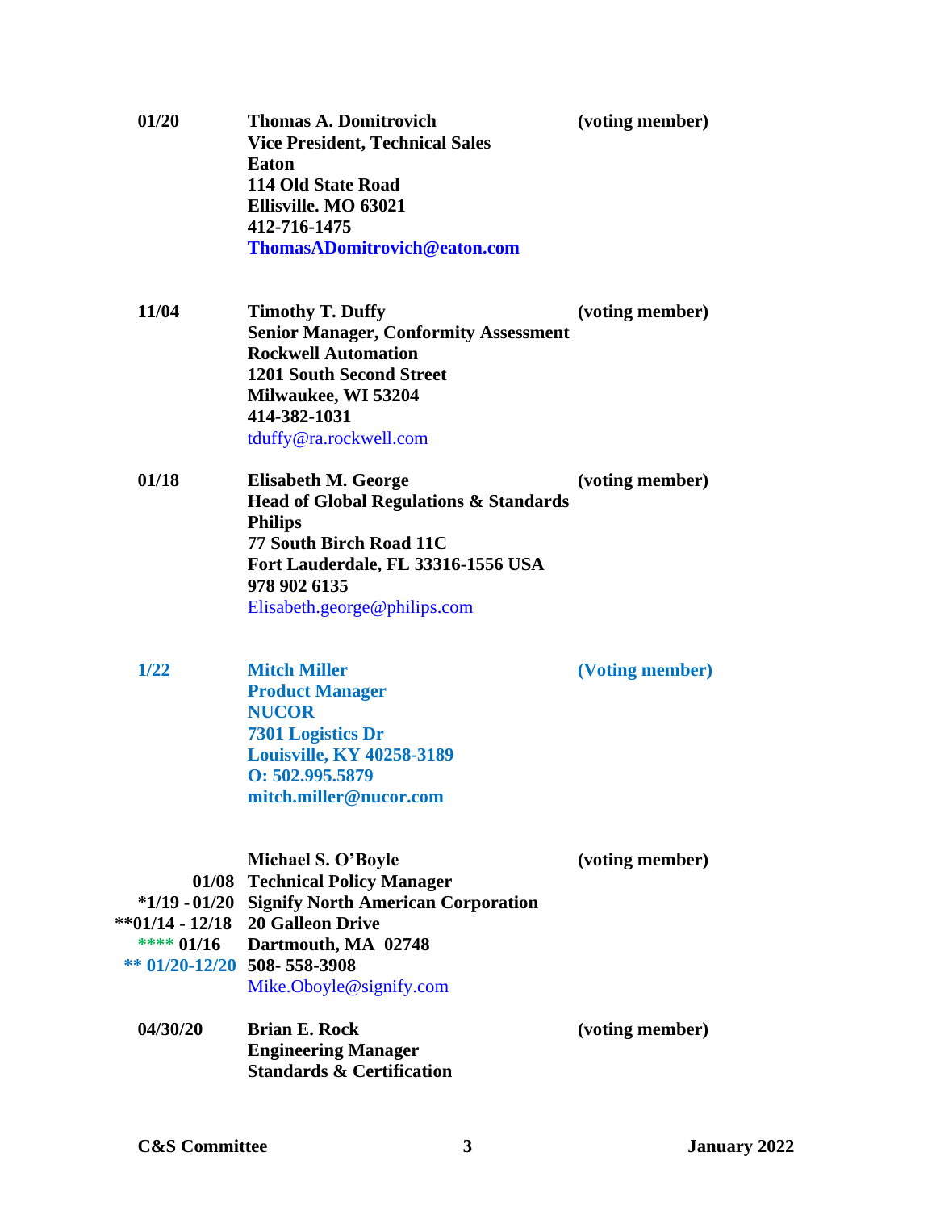| | | |
|---|---|---|
| 01/20 | **Thomas A. Domitrovich**<br>**Vice President, Technical Sales**<br>**Eaton**<br>**114 Old State Road**<br>**Ellisville. MO 63021**<br>**412-716-1475**<br>**ThomasADomitrovich@eaton.com** | **(voting member)** |
| 11/04 | **Timothy T. Duffy**<br>**Senior Manager, Conformity Assessment**<br>**Rockwell Automation**<br>**1201 South Second Street**<br>**Milwaukee, WI 53204**<br>**414-382-1031**<br>tduffy@ra.rockwell.com | **(voting member)** |
| 01/18 | **Elisabeth M. George**<br>**Head of Global Regulations & Standards**<br>**Philips**<br>**77 South Birch Road 11C**<br>**Fort Lauderdale, FL 33316-1556 USA**<br>**978 902 6135**<br>Elisabeth.george@philips.com | **(voting member)** |
| 1/22 | **Mitch Miller**<br>**Product Manager**<br>**NUCOR**<br>**7301 Logistics Dr**<br>**Louisville, KY 40258-3189**<br>**O: 502.995.5879**<br>**mitch.miller@nucor.com** | **(Voting member)** |
| 01/08<br>*1/19 - 01/20<br>**01/14 - 12/18<br>**** 01/16<br>** 01/20-12/20 | **Michael S. O'Boyle**<br>**Technical Policy Manager**<br>**Signify North American Corporation**<br>**20 Galleon Drive**<br>**Dartmouth, MA 02748**<br>**508- 558-3908**<br>Mike.Oboyle@signify.com | **(voting member)** |
| 04/30/20 | **Brian E. Rock**<br>**Engineering Manager**<br>**Standards & Certification** | **(voting member)** |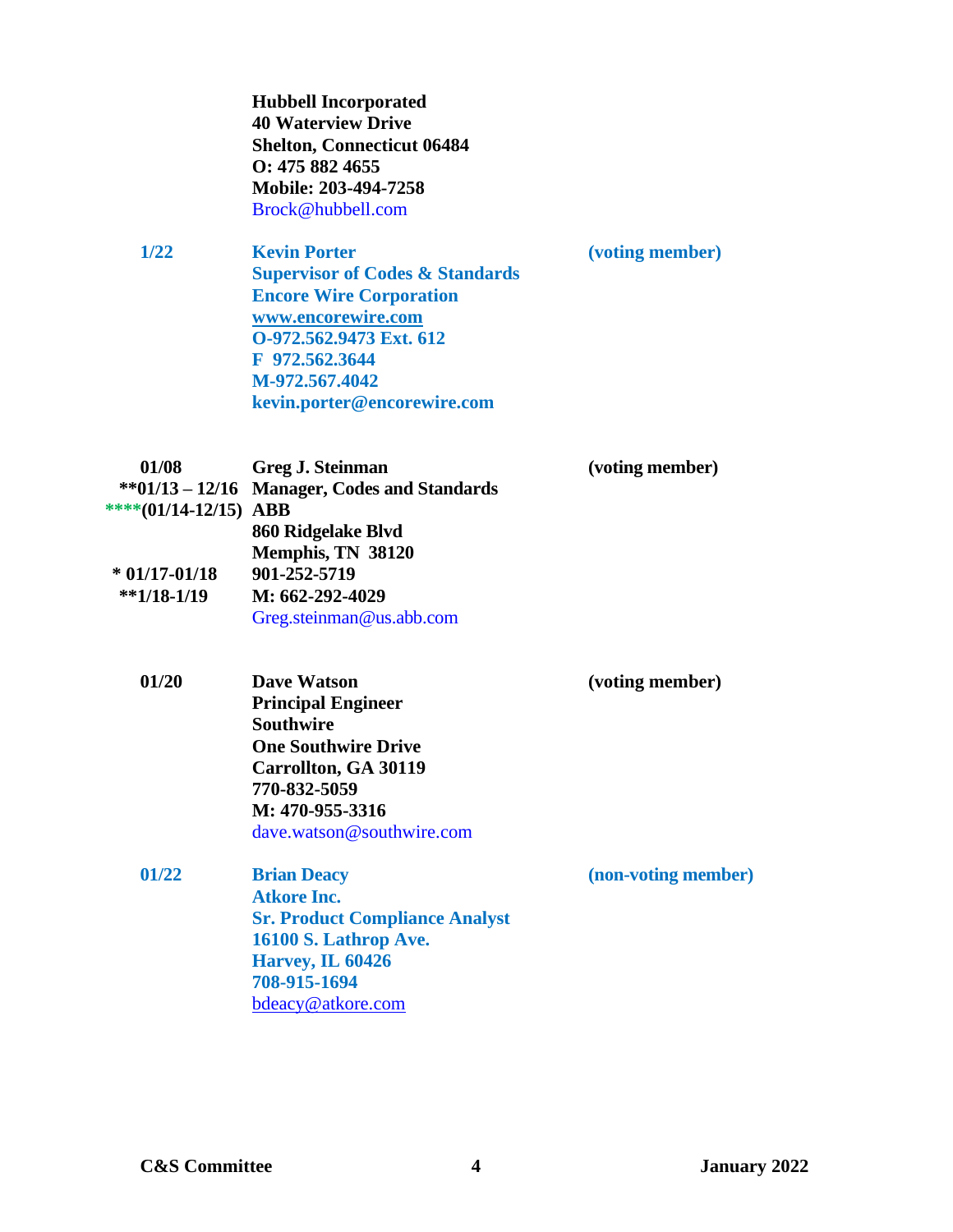**Hubbell Incorporated**
**40 Waterview Drive**
**Shelton, Connecticut 06484**
**O: 475 882 4655**
**Mobile: 203-494-7258**
Brock@hubbell.com

**1/22** | **Kevin Porter** | **(voting member)**

**Supervisor of Codes & Standards**
**Encore Wire Corporation**
**www.encorewire.com**
**O-972.562.9473 Ext. 612**
**F 972.562.3644**
**M-972.567.4042**
**kevin.porter@encorewire.com**

**01/08** | **Greg J. Steinman** | **(voting member)**
**\*\*01/13 – 12/16** | **Manager, Codes and Standards**
**\*\*\*\*(01/14-12/15)** | **ABB**

**860 Ridgelake Blvd**
**Memphis, TN 38120**

**\* 01/17-01/18** | **901-252-5719**
**\*\*1/18-1/19** | **M: 662-292-4029**

Greg.steinman@us.abb.com

**01/20** | **Dave Watson** | **(voting member)**

**Principal Engineer**
**Southwire**
**One Southwire Drive**
**Carrollton, GA 30119**
**770-832-5059**
**M: 470-955-3316**
dave.watson@southwire.com

**01/22** | **Brian Deacy** | **(non-voting member)**

**Atkore Inc.**
**Sr. Product Compliance Analyst**
**16100 S. Lathrop Ave.**
**Harvey, IL 60426**
**708-915-1694**
bdeacy@atkore.com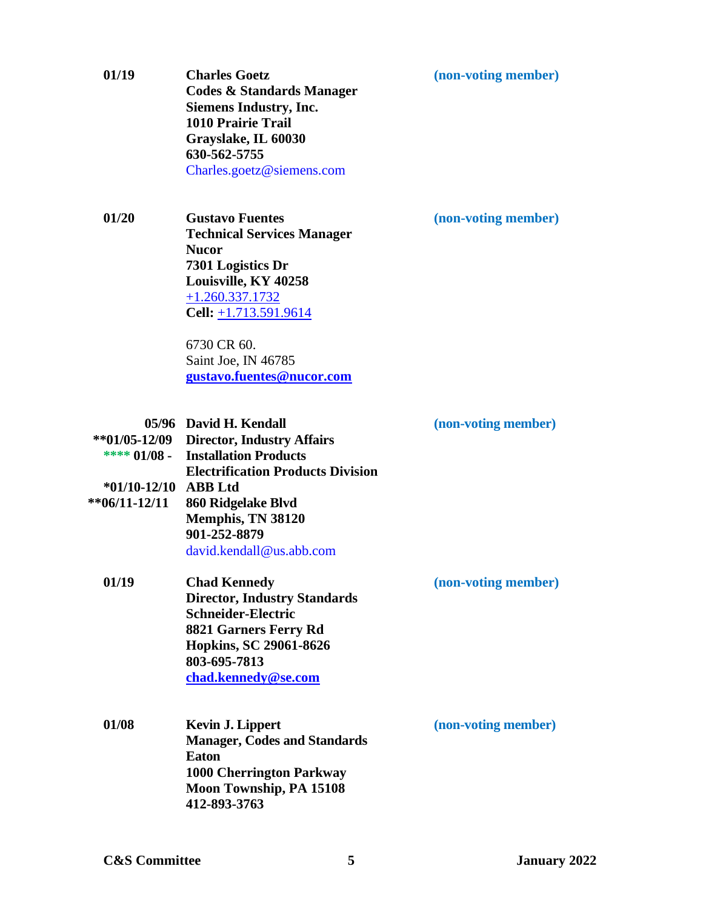**01/19** **Charles Goetz** **(non-voting member)**
**Codes & Standards Manager**
**Siemens Industry, Inc.**
**1010 Prairie Trail**
**Grayslake, IL 60030**
**630-562-5755**
Charles.goetz@siemens.com

**01/20** **Gustavo Fuentes** **(non-voting member)**
**Technical Services Manager**
**Nucor**
**7301 Logistics Dr**
**Louisville, KY 40258**
+1.260.337.1732
**Cell:** +1.713.591.9614

6730 CR 60.
Saint Joe, IN 46785
**gustavo.fuentes@nucor.com**

**05/96** **David H. Kendall** **(non-voting member)**
****01/05-12/09** **Director, Industry Affairs**
****** 01/08 -** **Installation Products**
**Electrification Products Division**
***01/10-12/10** **ABB Ltd**
****06/11-12/11** **860 Ridgelake Blvd**
**Memphis, TN 38120**
**901-252-8879**
david.kendall@us.abb.com

**01/19** **Chad Kennedy** **(non-voting member)**
**Director, Industry Standards**
**Schneider-Electric**
**8821 Garners Ferry Rd**
**Hopkins, SC 29061-8626**
**803-695-7813**
**chad.kennedy@se.com**

**01/08** **Kevin J. Lippert** **(non-voting member)**
**Manager, Codes and Standards**
**Eaton**
**1000 Cherrington Parkway**
**Moon Township, PA 15108**
**412-893-3763**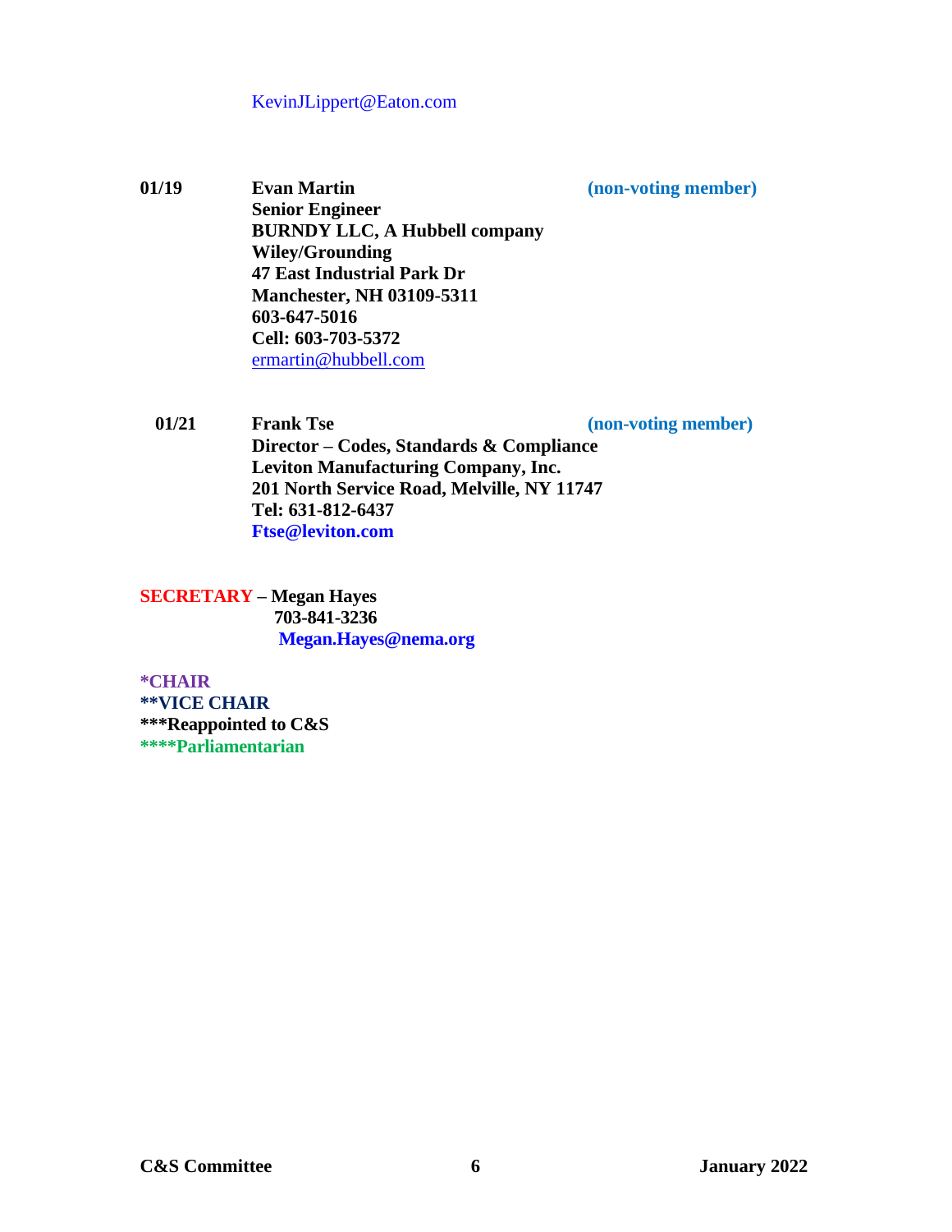KevinJLippert@Eaton.com

**01/19** **Evan Martin** **(non-voting member)**
**Senior Engineer**
**BURNDY LLC, A Hubbell company**
**Wiley/Grounding**
**47 East Industrial Park Dr**
**Manchester, NH 03109-5311**
**603-647-5016**
**Cell: 603-703-5372**
ermartin@hubbell.com

**01/21** **Frank Tse** **(non-voting member)**
**Director – Codes, Standards & Compliance**
**Leviton Manufacturing Company, Inc.**
**201 North Service Road, Melville, NY 11747**
**Tel: 631-812-6437**
**Ftse@leviton.com**

**SECRETARY – Megan Hayes**
**703-841-3236**
**Megan.Hayes@nema.org**

**\*CHAIR**
**\*\*VICE CHAIR**
**\*\*\*Reappointed to C&S**
**\*\*\*\*Parliamentarian**